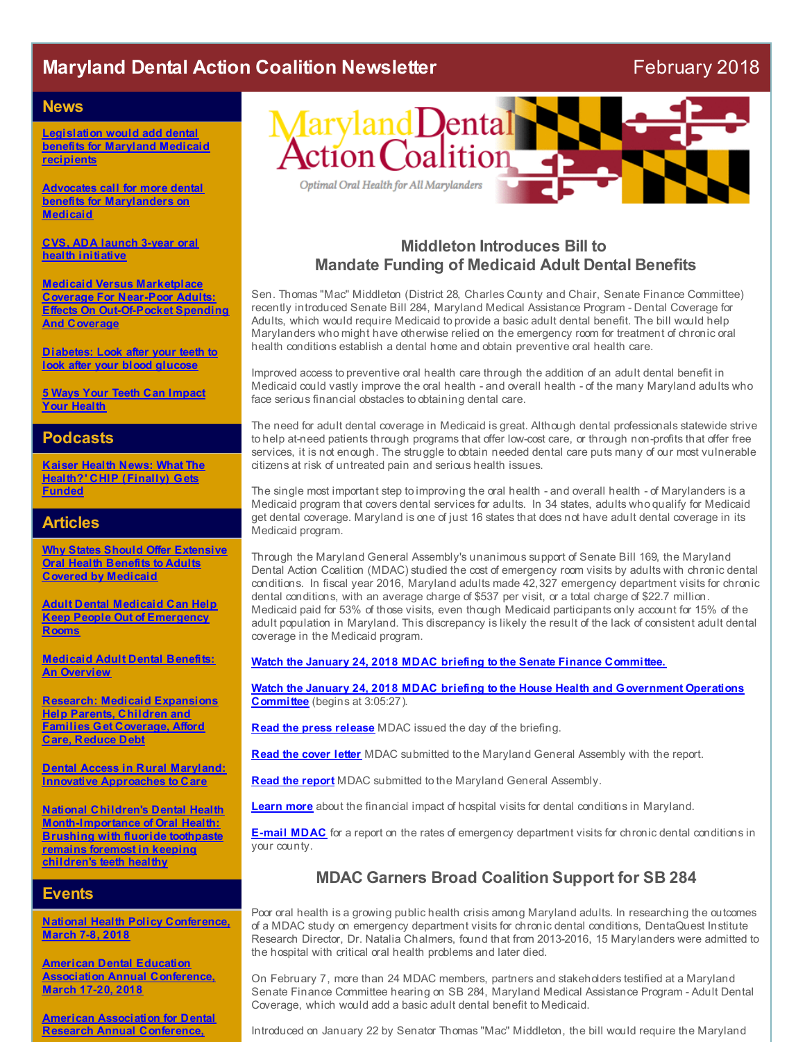# Maryland Dental Action Coalition Newsletter

February 2018

## News

**Legislation would add dental benefits for Maryland Medicaid recipients**

**Advocates call for more dental benefits for Marylanders on Medicaid**

**CVS, ADA launch 3-year oral health initiative**

**Medicaid Versus Marketplace Coverage For Near-Poor Adults: Effects On Out-Of-Pocket Spending And Coverage**

**Diabetes: Look after your teeth to look after your blood glucose**

**5 Ways Your Teeth Can Impact Your Health**

## Podcasts

**Kaiser Health News: What The Health?' CHIP (Finally) Gets Funded**

## Articles

**Why States Should Offer Extensive Oral Health Benefits to Adults Covered by Medicaid**

**Adult Dental Medicaid Can Help Keep People Out of Emergency Rooms**

**Medicaid Adult Dental Benefits: An Overview**

**Research: Medicaid Expansions Help Parents, Children and Families Get Coverage, Afford Care, Reduce Debt**

**Dental Access in Rural Maryland: Innovative Approaches to Care**

**National Children's Dental Health Month-Importance of Oral Health: Brushing with fluoride toothpaste remains foremost in keeping children's teeth healthy**

## Events

**National Health Policy Conference, March 7-8, 2018**

**American Dental Education Association Annual Conference, March 17-20, 2018**

**American Association for Dental Research Annual Conference,**

Maryland Dental Action Coalition

*Optimal Oral Health for All Marylanders*

## Middleton Introduces Bill to Mandate Funding of Medicaid Adult Dental Benefits

Sen. Thomas "Mac" Middleton (District 28, Charles County and Chair, Senate Finance Committee) recently introduced Senate Bill 284, Maryland Medical Assistance Program - Dental Coverage for Adults, which would require Medicaid to provide a basic adult dental benefit. The bill would help Marylanders who might have otherwise relied on the emergency room for treatment of chronic oral health conditions establish a dental home and obtain preventive oral health care.

Improved access to preventive oral health care through the addition of an adult dental benefit in Medicaid could vastly improve the oral health - and overall health - of the many Maryland adults who face serious financial obstacles to obtaining dental care.

The need for adult dental coverage in Medicaid is great. Although dental professionals statewide strive to help at-need patients through programs that offer low-cost care, or through non-profits that offer free services, it is not enough. The struggle to obtain needed dental care puts many of our most vulnerable citizens at risk of untreated pain and serious health issues.

The single most important step to improving the oral health - and overall health - of Marylanders is a Medicaid program that covers dental services for adults. In 34 states, adults who qualify for Medicaid get dental coverage. Maryland is one of just 16 states that does not have adult dental coverage in its Medicaid program.

Through the Maryland General Assembly's unanimous support of Senate Bill 169, the Maryland Dental Action Coalition (MDAC) studied the cost of emergency room visits by adults with chronic dental conditions. In fiscal year 2016, Maryland adults made 42,327 emergency department visits for chronic dental conditions, with an average charge of $537 per visit, or a total charge of $22.7 million. Medicaid paid for 53% of those visits, even though Medicaid participants only account for 15% of the adult population in Maryland. This discrepancy is likely the result of the lack of consistent adult dental coverage in the Medicaid program.

**Watch the January 24, 2018 MDAC briefing to the Senate Finance Committee.**

**Watch the January 24, 2018 MDAC briefing to the House Health and Government Operations Committee** (begins at 3:05:27).

**Read the press release** MDAC issued the day of the briefing.

**Read the cover letter** MDAC submitted to the Maryland General Assembly with the report.

**Read the report** MDAC submitted to the Maryland General Assembly.

**Learn more** about the financial impact of hospital visits for dental conditions in Maryland.

**E-mail MDAC** for a report on the rates of emergency department visits for chronic dental conditions in your county.

## MDAC Garners Broad Coalition Support for SB 284

Poor oral health is a growing public health crisis among Maryland adults. In researching the outcomes of a MDAC study on emergency department visits for chronic dental conditions, DentaQuest Institute Research Director, Dr. Natalia Chalmers, found that from 2013-2016, 15 Marylanders were admitted to the hospital with critical oral health problems and later died.

On February 7, more than 24 MDAC members, partners and stakeholders testified at a Maryland Senate Finance Committee hearing on SB 284, Maryland Medical Assistance Program - Adult Dental Coverage, which would add a basic adult dental benefit to Medicaid.

Introduced on January 22 by Senator Thomas "Mac" Middleton, the bill would require the Maryland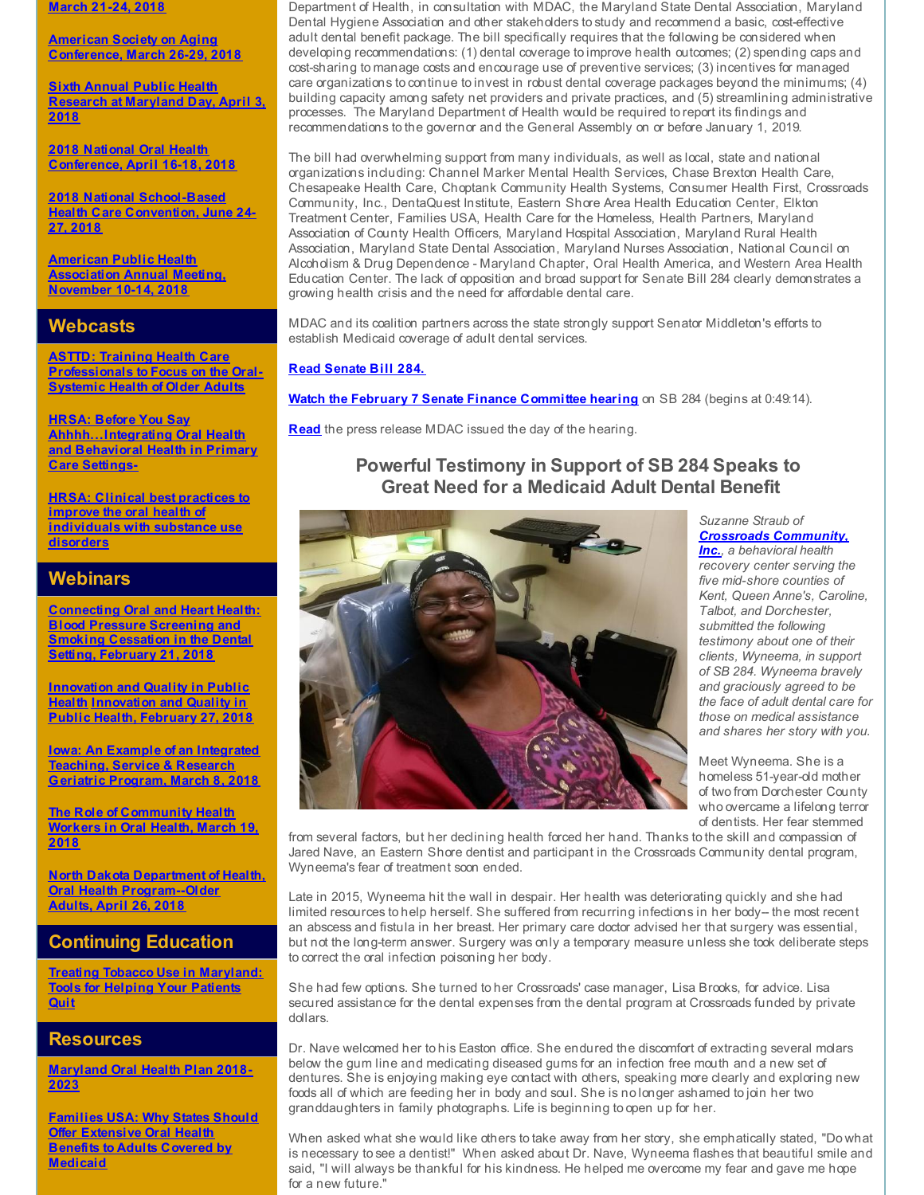**March 21-24, 2018**

**American Society on Aging Conference, March 26-29, 2018**

**Sixth Annual Public Health Research at Maryland Day, April 3, 2018**

**2018 National Oral Health Conference, April 16-18, 2018**

**2018 National School-Based Health Care Convention, June 24-27, 2018**

**American Public Health Association Annual Meeting, November 10-14, 2018**

## Webcasts

**ASTTD: Training Health Care Professionals to Focus on the Oral-Systemic Health of Older Adults**

**HRSA: Before You Say Ahhhh...Integrating Oral Health and Behavioral Health in Primary Care Settings-**

**HRSA: Clinical best practices to improve the oral health of individuals with substance use disorders**

## Webinars

**Connecting Oral and Heart Health: Blood Pressure Screening and Smoking Cessation in the Dental Setting, February 21, 2018**

**Innovation and Quality in Public Health Innovation and Quality in Public Health, February 27, 2018**

**Iowa: An Example of an Integrated Teaching, Service & Research Geriatric Program, March 8, 2018**

**The Role of Community Health Workers in Oral Health, March 19, 2018**

**North Dakota Department of Health, Oral Health Program--Older Adults, April 26, 2018**

## Continuing Education

**Treating Tobacco Use in Maryland: Tools for Helping Your Patients Quit**

## Resources

**Maryland Oral Health Plan 2018-2023**

**Families USA: Why States Should Offer Extensive Oral Health Benefits to Adults Covered by Medicaid**

Department of Health, in consultation with MDAC, the Maryland State Dental Association, Maryland Dental Hygiene Association and other stakeholders to study and recommend a basic, cost-effective adult dental benefit package. The bill specifically requires that the following be considered when developing recommendations: (1) dental coverage to improve health outcomes; (2) spending caps and cost-sharing to manage costs and encourage use of preventive services; (3) incentives for managed care organizations to continue to invest in robust dental coverage packages beyond the minimums; (4) building capacity among safety net providers and private practices, and (5) streamlining administrative processes. The Maryland Department of Health would be required to report its findings and recommendations to the governor and the General Assembly on or before January 1, 2019.

The bill had overwhelming support from many individuals, as well as local, state and national organizations including: Channel Marker Mental Health Services, Chase Brexton Health Care, Chesapeake Health Care, Choptank Community Health Systems, Consumer Health First, Crossroads Community, Inc., DentaQuest Institute, Eastern Shore Area Health Education Center, Elkton Treatment Center, Families USA, Health Care for the Homeless, Health Partners, Maryland Association of County Health Officers, Maryland Hospital Association, Maryland Rural Health Association, Maryland State Dental Association, Maryland Nurses Association, National Council on Alcoholism & Drug Dependence - Maryland Chapter, Oral Health America, and Western Area Health Education Center. The lack of opposition and broad support for Senate Bill 284 clearly demonstrates a growing health crisis and the need for affordable dental care.

MDAC and its coalition partners across the state strongly support Senator Middleton's efforts to establish Medicaid coverage of adult dental services.

**Read Senate Bill 284.**

**Watch the February 7 Senate Finance Committee hearing** on SB 284 (begins at 0:49:14).

**Read** the press release MDAC issued the day of the hearing.

## Powerful Testimony in Support of SB 284 Speaks to Great Need for a Medicaid Adult Dental Benefit

*Suzanne Straub of **Crossroads Community, Inc.**, a behavioral health recovery center serving the five mid-shore counties of Kent, Queen Anne's, Caroline, Talbot, and Dorchester, submitted the following testimony about one of their clients, Wyneema, in support of SB 284. Wyneema bravely and graciously agreed to be the face of adult dental care for those on medical assistance and shares her story with you.*

Meet Wyneema. She is a homeless 51-year-old mother of two from Dorchester County who overcame a lifelong terror of dentists. Her fear stemmed from several factors, but her declining health forced her hand. Thanks to the skill and compassion of Jared Nave, an Eastern Shore dentist and participant in the Crossroads Community dental program, Wyneema's fear of treatment soon ended.

Late in 2015, Wyneema hit the wall in despair. Her health was deteriorating quickly and she had limited resources to help herself. She suffered from recurring infections in her body-- the most recent an abscess and fistula in her breast. Her primary care doctor advised her that surgery was essential, but not the long-term answer. Surgery was only a temporary measure unless she took deliberate steps to correct the oral infection poisoning her body.

She had few options. She turned to her Crossroads' case manager, Lisa Brooks, for advice. Lisa secured assistance for the dental expenses from the dental program at Crossroads funded by private dollars.

Dr. Nave welcomed her to his Easton office. She endured the discomfort of extracting several molars below the gum line and medicating diseased gums for an infection free mouth and a new set of dentures. She is enjoying making eye contact with others, speaking more clearly and exploring new foods all of which are feeding her in body and soul. She is no longer ashamed to join her two granddaughters in family photographs. Life is beginning to open up for her.

When asked what she would like others to take away from her story, she emphatically stated, "Do what is necessary to see a dentist!" When asked about Dr. Nave, Wyneema flashes that beautiful smile and said, "I will always be thankful for his kindness. He helped me overcome my fear and gave me hope for a new future."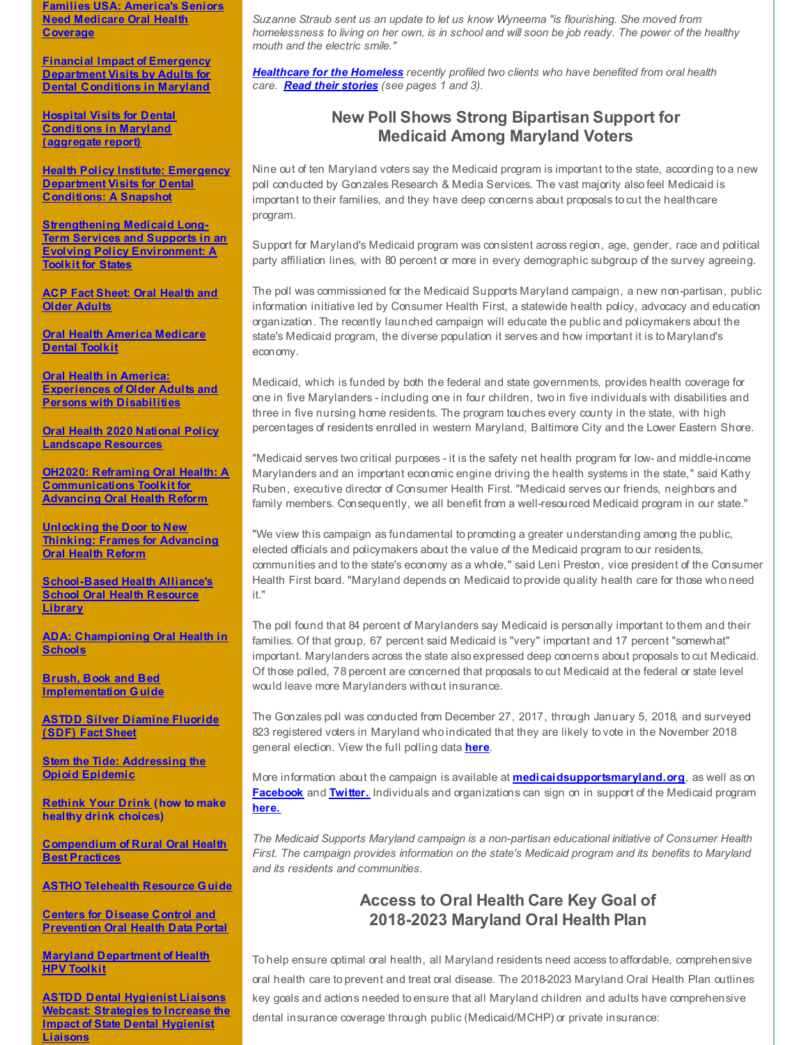**Families USA: America's Seniors Need Medicare Oral Health Coverage**

**Financial Impact of Emergency Department Visits by Adults for Dental Conditions in Maryland**

**Hospital Visits for Dental Conditions in Maryland (aggregate report)**

**Health Policy Institute: Emergency Department Visits for Dental Conditions: A Snapshot**

**Strengthening Medicaid Long-Term Services and Supports in an Evolving Policy Environment: A Toolkit for States**

**ACP Fact Sheet: Oral Health and Older Adults**

**Oral Health America Medicare Dental Toolkit**

**Oral Health in America: Experiences of Older Adults and Persons with Disabilities**

**Oral Health 2020 National Policy Landscape Resources**

**OH2020: Reframing Oral Health: A Communications Toolkit for Advancing Oral Health Reform**

**Unlocking the Door to New Thinking: Frames for Advancing Oral Health Reform**

**School-Based Health Alliance's School Oral Health Resource Library**

**ADA: Championing Oral Health in Schools**

**Brush, Book and Bed Implementation Guide**

**ASTDD Silver Diamine Fluoride (SDF) Fact Sheet**

**Stem the Tide: Addressing the Opioid Epidemic**

**Rethink Your Drink (how to make healthy drink choices)**

**Compendium of Rural Oral Health Best Practices**

**ASTHO Telehealth Resource Guide**

**Centers for Disease Control and Prevention Oral Health Data Portal**

**Maryland Department of Health HPV Toolkit**

**ASTDD Dental Hygienist Liaisons Webcast: Strategies to Increase the Impact of State Dental Hygienist Liaisons**

*Suzanne Straub sent us an update to let us know Wyneema "is flourishing. She moved from homelessness to living on her own, is in school and will soon be job ready. The power of the healthy mouth and the electric smile."*

***Healthcare for the Homeless** recently profiled two clients who have benefited from oral health care. **Read their stories** (see pages 1 and 3).*

## New Poll Shows Strong Bipartisan Support for Medicaid Among Maryland Voters

Nine out of ten Maryland voters say the Medicaid program is important to the state, according to a new poll conducted by Gonzales Research & Media Services. The vast majority also feel Medicaid is important to their families, and they have deep concerns about proposals to cut the healthcare program.

Support for Maryland's Medicaid program was consistent across region, age, gender, race and political party affiliation lines, with 80 percent or more in every demographic subgroup of the survey agreeing.

The poll was commissioned for the Medicaid Supports Maryland campaign, a new non-partisan, public information initiative led by Consumer Health First, a statewide health policy, advocacy and education organization. The recently launched campaign will educate the public and policymakers about the state's Medicaid program, the diverse population it serves and how important it is to Maryland's economy.

Medicaid, which is funded by both the federal and state governments, provides health coverage for one in five Marylanders - including one in four children, two in five individuals with disabilities and three in five nursing home residents. The program touches every county in the state, with high percentages of residents enrolled in western Maryland, Baltimore City and the Lower Eastern Shore.

"Medicaid serves two critical purposes - it is the safety net health program for low- and middle-income Marylanders and an important economic engine driving the health systems in the state," said Kathy Ruben, executive director of Consumer Health First. "Medicaid serves our friends, neighbors and family members. Consequently, we all benefit from a well-resourced Medicaid program in our state."

"We view this campaign as fundamental to promoting a greater understanding among the public, elected officials and policymakers about the value of the Medicaid program to our residents, communities and to the state's economy as a whole," said Leni Preston, vice president of the Consumer Health First board. "Maryland depends on Medicaid to provide quality health care for those who need it."

The poll found that 84 percent of Marylanders say Medicaid is personally important to them and their families. Of that group, 67 percent said Medicaid is "very" important and 17 percent "somewhat" important. Marylanders across the state also expressed deep concerns about proposals to cut Medicaid. Of those polled, 78 percent are concerned that proposals to cut Medicaid at the federal or state level would leave more Marylanders without insurance.

The Gonzales poll was conducted from December 27, 2017, through January 5, 2018, and surveyed 823 registered voters in Maryland who indicated that they are likely to vote in the November 2018 general election. View the full polling data **here**.

More information about the campaign is available at **medicaidsupportsmaryland.org**, as well as on **Facebook** and **Twitter.** Individuals and organizations can sign on in support of the Medicaid program **here.**

*The Medicaid Supports Maryland campaign is a non-partisan educational initiative of Consumer Health First. The campaign provides information on the state's Medicaid program and its benefits to Maryland and its residents and communities.*

## Access to Oral Health Care Key Goal of 2018-2023 Maryland Oral Health Plan

To help ensure optimal oral health, all Maryland residents need access to affordable, comprehensive oral health care to prevent and treat oral disease. The 2018-2023 Maryland Oral Health Plan outlines key goals and actions needed to ensure that all Maryland children and adults have comprehensive dental insurance coverage through public (Medicaid/MCHP) or private insurance: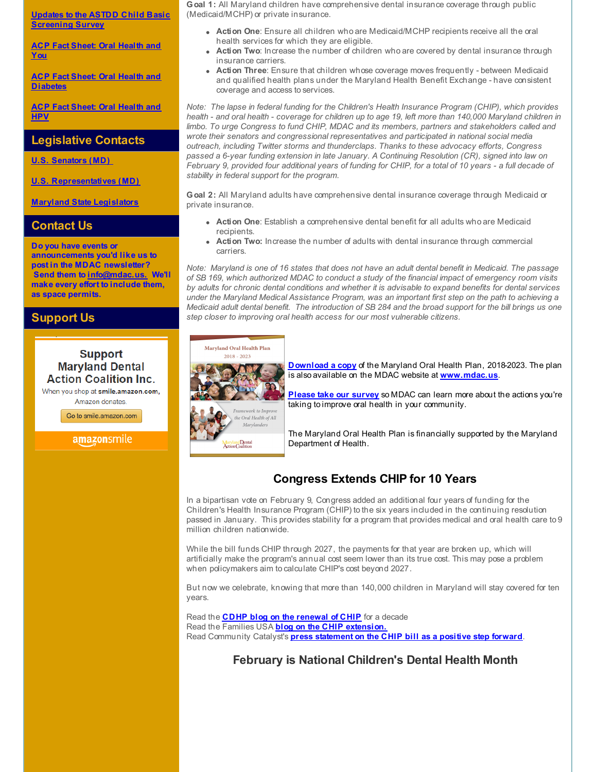[Updates to the ASTDD Child Basic Screening Survey]

[ACP Fact Sheet: Oral Health and You]

[ACP Fact Sheet: Oral Health and Diabetes]

[ACP Fact Sheet: Oral Health and HPV]

## Legislative Contacts

[U.S. Senators (MD)]

[U.S. Representatives (MD)]

[Maryland State Legislators]

## Contact Us

**Do you have events or announcements you'd like us to post in the MDAC newsletter? Send them to info@mdac.us. We'll make every effort to include them, as space permits.**

## Support Us

Support Maryland Dental Action Coalition Inc.

When you shop at smile.amazon.com, Amazon donates.

Go to smile.amazon.com

amazonsmile

**Goal 1:** All Maryland children have comprehensive dental insurance coverage through public (Medicaid/MCHP) or private insurance.

- **Action One**: Ensure all children who are Medicaid/MCHP recipients receive all the oral health services for which they are eligible.
- **Action Two**: Increase the number of children who are covered by dental insurance through insurance carriers.
- **Action Three**: Ensure that children whose coverage moves frequently - between Medicaid and qualified health plans under the Maryland Health Benefit Exchange - have consistent coverage and access to services.

*Note: The lapse in federal funding for the Children's Health Insurance Program (CHIP), which provides health - and oral health - coverage for children up to age 19, left more than 140,000 Maryland children in limbo. To urge Congress to fund CHIP, MDAC and its members, partners and stakeholders called and wrote their senators and congressional representatives and participated in national social media outreach, including Twitter storms and thunderclaps. Thanks to these advocacy efforts, Congress passed a 6-year funding extension in late January. A Continuing Resolution (CR), signed into law on February 9, provided four additional years of funding for CHIP, for a total of 10 years - a full decade of stability in federal support for the program.*

**Goal 2:** All Maryland adults have comprehensive dental insurance coverage through Medicaid or private insurance.

- **Action One**: Establish a comprehensive dental benefit for all adults who are Medicaid recipients.
- **Action Two:** Increase the number of adults with dental insurance through commercial carriers.

*Note: Maryland is one of 16 states that does not have an adult dental benefit in Medicaid. The passage of SB 169, which authorized MDAC to conduct a study of the financial impact of emergency room visits by adults for chronic dental conditions and whether it is advisable to expand benefits for dental services under the Maryland Medical Assistance Program, was an important first step on the path to achieving a Medicaid adult dental benefit. The introduction of SB 284 and the broad support for the bill brings us one step closer to improving oral health access for our most vulnerable citizens.*

Maryland Oral Health Plan 2018 - 2023

Framework to Improve the Oral Health of All Marylanders

Maryland Dental Action Coalition

**Download a copy** of the Maryland Oral Health Plan, 2018-2023. The plan is also available on the MDAC website at **www.mdac.us**.

**Please take our survey** so MDAC can learn more about the actions you're taking to improve oral health in your community.

The Maryland Oral Health Plan is financially supported by the Maryland Department of Health.

## Congress Extends CHIP for 10 Years

In a bipartisan vote on February 9, Congress added an additional four years of funding for the Children's Health Insurance Program (CHIP) to the six years included in the continuing resolution passed in January. This provides stability for a program that provides medical and oral health care to 9 million children nationwide.

While the bill funds CHIP through 2027, the payments for that year are broken up, which will artificially make the program's annual cost seem lower than its true cost. This may pose a problem when policymakers aim to calculate CHIP's cost beyond 2027.

But now we celebrate, knowing that more than 140,000 children in Maryland will stay covered for ten years.

Read the **CDHP blog on the renewal of CHIP** for a decade
Read the Families USA **blog on the CHIP extension.**
Read Community Catalyst's **press statement on the CHIP bill as a positive step forward**.

## February is National Children's Dental Health Month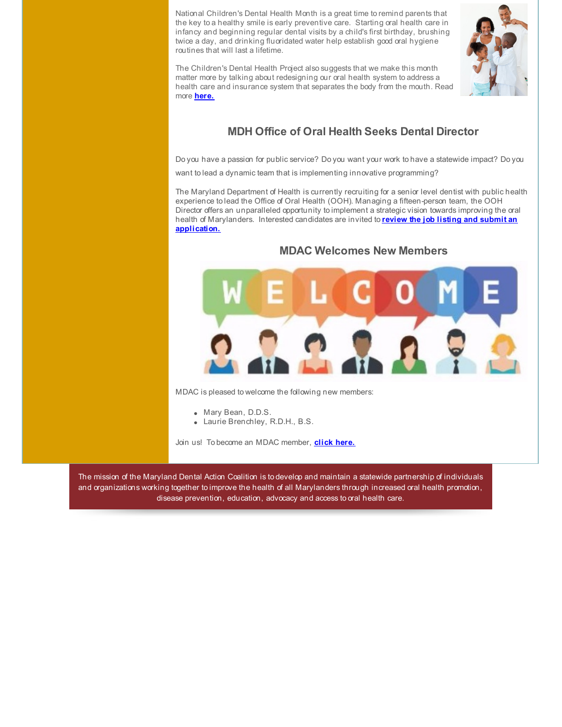National Children's Dental Health Month is a great time to remind parents that the key to a healthy smile is early preventive care. Starting oral health care in infancy and beginning regular dental visits by a child's first birthday, brushing twice a day, and drinking fluoridated water help establish good oral hygiene routines that will last a lifetime.

The Children's Dental Health Project also suggests that we make this month matter more by talking about redesigning our oral health system to address a health care and insurance system that separates the body from the mouth. Read more **here.**

## MDH Office of Oral Health Seeks Dental Director

Do you have a passion for public service? Do you want your work to have a statewide impact? Do you want to lead a dynamic team that is implementing innovative programming?

The Maryland Department of Health is currently recruiting for a senior level dentist with public health experience to lead the Office of Oral Health (OOH). Managing a fifteen-person team, the OOH Director offers an unparalleled opportunity to implement a strategic vision towards improving the oral health of Marylanders. Interested candidates are invited to **review the job listing and submit an application.**

## MDAC Welcomes New Members

MDAC is pleased to welcome the following new members:

- Mary Bean, D.D.S.
- Laurie Brenchley, R.D.H., B.S.

Join us! To become an MDAC member, **click here.**

The mission of the Maryland Dental Action Coalition is to develop and maintain a statewide partnership of individuals and organizations working together to improve the health of all Marylanders through increased oral health promotion, disease prevention, education, advocacy and access to oral health care.